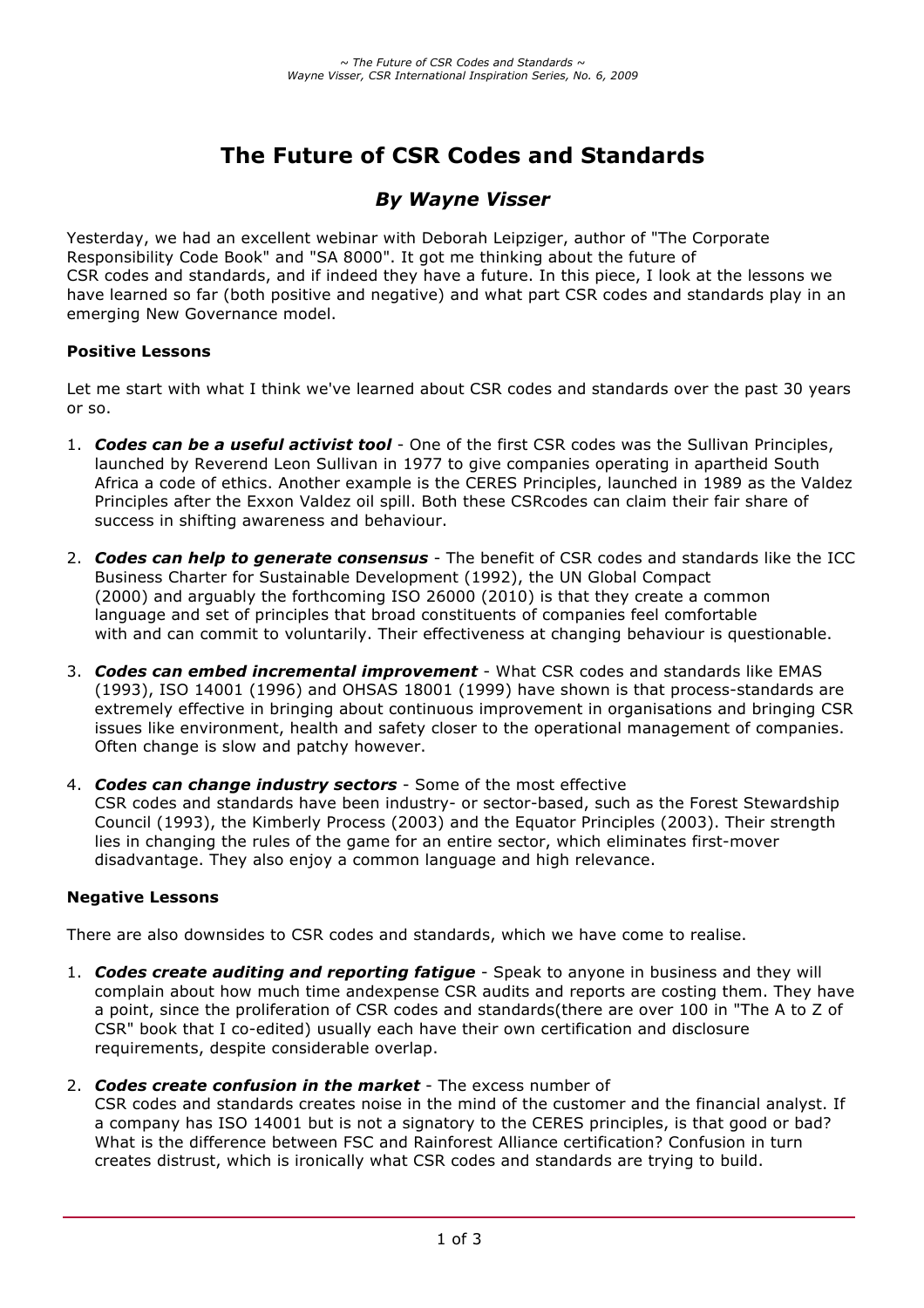# The Future of CSR Codes and Standards

## *By Wayne Visser*

Yesterday, we had an excellent webinar with Deborah Leipziger, author of "The Corporate Responsibility Code Book" and "SA 8000". It got me thinking about the future of CSR codes and standards, and if indeed they have a future. In this piece, I look at the lessons we have learned so far (both positive and negative) and what part CSR codes and standards play in an emerging New Governance model.

### Positive Lessons

Let me start with what I think we've learned about CSR codes and standards over the past 30 years or so.

1. ***Codes can be a useful activist tool*** - One of the first CSR codes was the Sullivan Principles, launched by Reverend Leon Sullivan in 1977 to give companies operating in apartheid South Africa a code of ethics. Another example is the CERES Principles, launched in 1989 as the Valdez Principles after the Exxon Valdez oil spill. Both these CSRcodes can claim their fair share of success in shifting awareness and behaviour.

2. ***Codes can help to generate consensus*** - The benefit of CSR codes and standards like the ICC Business Charter for Sustainable Development (1992), the UN Global Compact (2000) and arguably the forthcoming ISO 26000 (2010) is that they create a common language and set of principles that broad constituents of companies feel comfortable with and can commit to voluntarily. Their effectiveness at changing behaviour is questionable.

3. ***Codes can embed incremental improvement*** - What CSR codes and standards like EMAS (1993), ISO 14001 (1996) and OHSAS 18001 (1999) have shown is that process-standards are extremely effective in bringing about continuous improvement in organisations and bringing CSR issues like environment, health and safety closer to the operational management of companies. Often change is slow and patchy however.

4. ***Codes can change industry sectors*** - Some of the most effective CSR codes and standards have been industry- or sector-based, such as the Forest Stewardship Council (1993), the Kimberly Process (2003) and the Equator Principles (2003). Their strength lies in changing the rules of the game for an entire sector, which eliminates first-mover disadvantage. They also enjoy a common language and high relevance.

### Negative Lessons

There are also downsides to CSR codes and standards, which we have come to realise.

1. ***Codes create auditing and reporting fatigue*** - Speak to anyone in business and they will complain about how much time andexpense CSR audits and reports are costing them. They have a point, since the proliferation of CSR codes and standards(there are over 100 in "The A to Z of CSR" book that I co-edited) usually each have their own certification and disclosure requirements, despite considerable overlap.

2. ***Codes create confusion in the market*** - The excess number of CSR codes and standards creates noise in the mind of the customer and the financial analyst. If a company has ISO 14001 but is not a signatory to the CERES principles, is that good or bad? What is the difference between FSC and Rainforest Alliance certification? Confusion in turn creates distrust, which is ironically what CSR codes and standards are trying to build.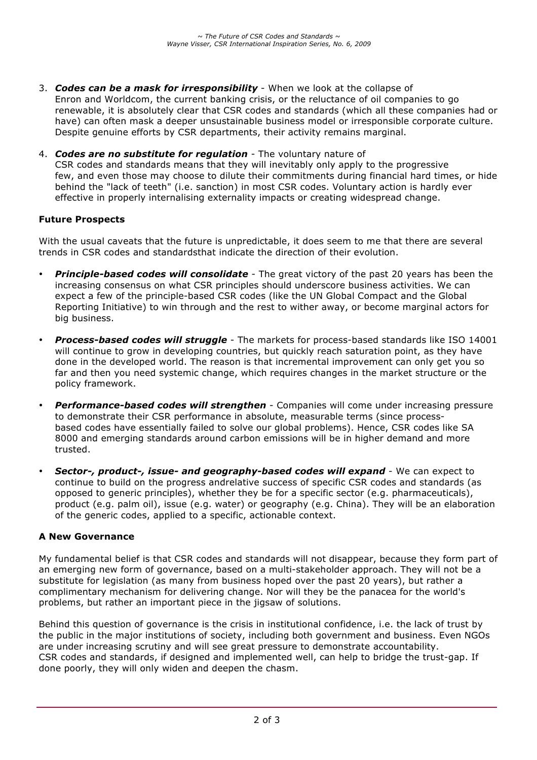3. ***Codes can be a mask for irresponsibility*** - When we look at the collapse of Enron and Worldcom, the current banking crisis, or the reluctance of oil companies to go renewable, it is absolutely clear that CSR codes and standards (which all these companies had or have) can often mask a deeper unsustainable business model or irresponsible corporate culture. Despite genuine efforts by CSR departments, their activity remains marginal.

4. ***Codes are no substitute for regulation*** - The voluntary nature of CSR codes and standards means that they will inevitably only apply to the progressive few, and even those may choose to dilute their commitments during financial hard times, or hide behind the "lack of teeth" (i.e. sanction) in most CSR codes. Voluntary action is hardly ever effective in properly internalising externality impacts or creating widespread change.

**Future Prospects**

With the usual caveats that the future is unpredictable, it does seem to me that there are several trends in CSR codes and standardsthat indicate the direction of their evolution.

- ***Principle-based codes will consolidate*** - The great victory of the past 20 years has been the increasing consensus on what CSR principles should underscore business activities. We can expect a few of the principle-based CSR codes (like the UN Global Compact and the Global Reporting Initiative) to win through and the rest to wither away, or become marginal actors for big business.

- ***Process-based codes will struggle*** - The markets for process-based standards like ISO 14001 will continue to grow in developing countries, but quickly reach saturation point, as they have done in the developed world. The reason is that incremental improvement can only get you so far and then you need systemic change, which requires changes in the market structure or the policy framework.

- ***Performance-based codes will strengthen*** - Companies will come under increasing pressure to demonstrate their CSR performance in absolute, measurable terms (since process-based codes have essentially failed to solve our global problems). Hence, CSR codes like SA 8000 and emerging standards around carbon emissions will be in higher demand and more trusted.

- ***Sector-, product-, issue- and geography-based codes will expand*** - We can expect to continue to build on the progress andrelative success of specific CSR codes and standards (as opposed to generic principles), whether they be for a specific sector (e.g. pharmaceuticals), product (e.g. palm oil), issue (e.g. water) or geography (e.g. China). They will be an elaboration of the generic codes, applied to a specific, actionable context.

**A New Governance**

My fundamental belief is that CSR codes and standards will not disappear, because they form part of an emerging new form of governance, based on a multi-stakeholder approach. They will not be a substitute for legislation (as many from business hoped over the past 20 years), but rather a complimentary mechanism for delivering change. Nor will they be the panacea for the world's problems, but rather an important piece in the jigsaw of solutions.

Behind this question of governance is the crisis in institutional confidence, i.e. the lack of trust by the public in the major institutions of society, including both government and business. Even NGOs are under increasing scrutiny and will see great pressure to demonstrate accountability. CSR codes and standards, if designed and implemented well, can help to bridge the trust-gap. If done poorly, they will only widen and deepen the chasm.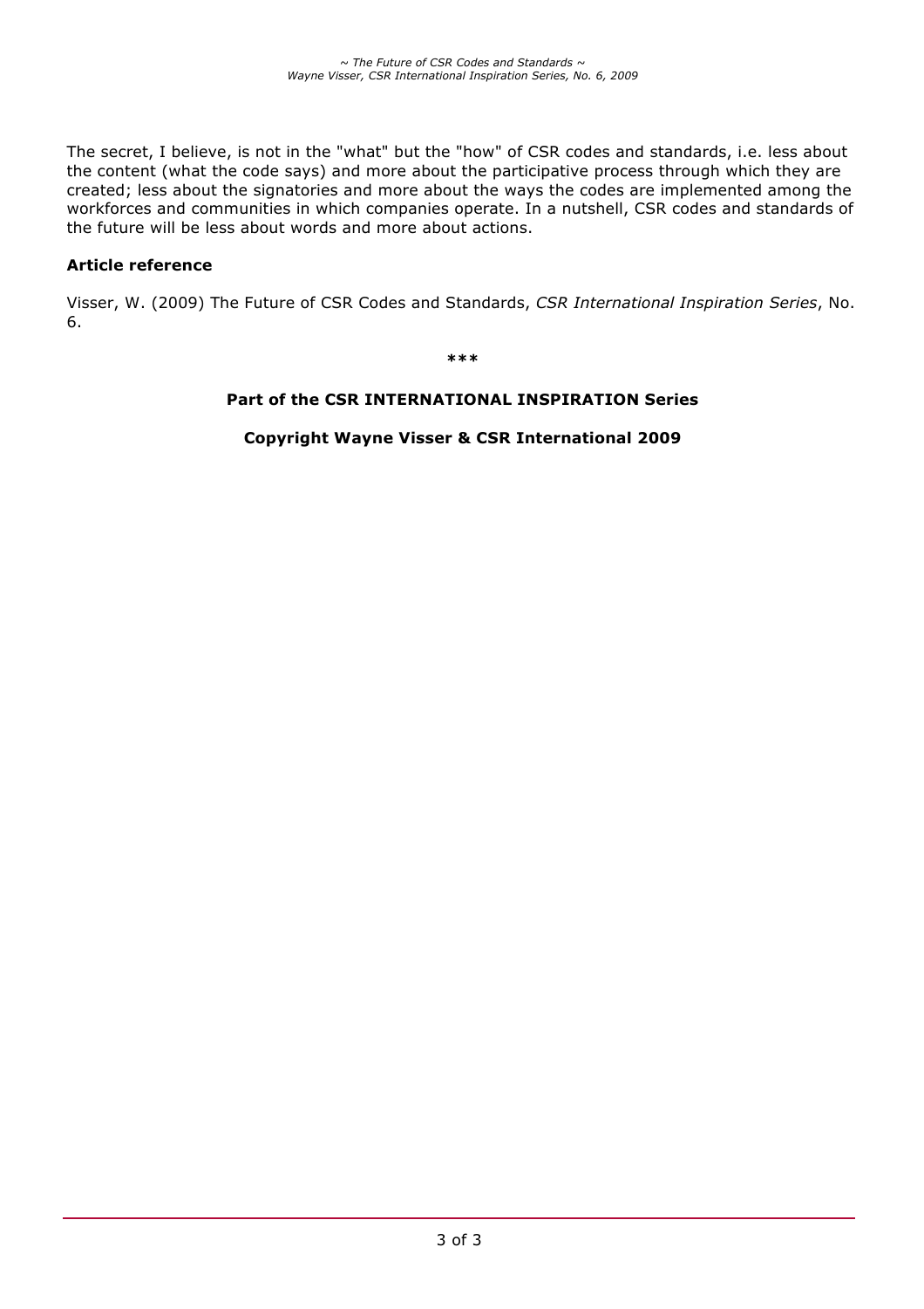The secret, I believe, is not in the "what" but the "how" of CSR codes and standards, i.e. less about the content (what the code says) and more about the participative process through which they are created; less about the signatories and more about the ways the codes are implemented among the workforces and communities in which companies operate. In a nutshell, CSR codes and standards of the future will be less about words and more about actions.

**Article reference**

Visser, W. (2009) The Future of CSR Codes and Standards, *CSR International Inspiration Series*, No. 6.

***

**Part of the CSR INTERNATIONAL INSPIRATION Series**

**Copyright Wayne Visser & CSR International 2009**